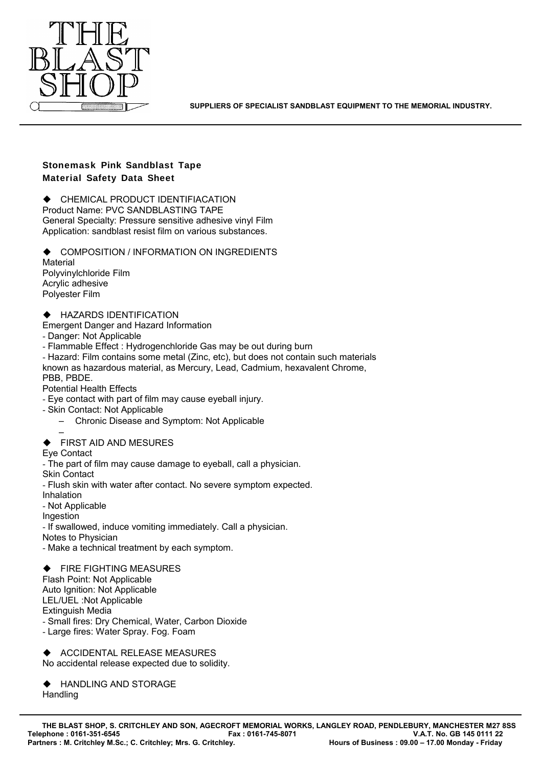THE BLAST SHOP

SUPPLIERS OF SPECIALIST SANDBLAST EQUIPMENT TO THE MEMORIAL INDUSTRY.

**Stonemask Pink Sandblast Tape**
**Material Safety Data Sheet**

◆ CHEMICAL PRODUCT IDENTIFIACATION
Product Name: PVC SANDBLASTING TAPE
General Specialty: Pressure sensitive adhesive vinyl Film
Application: sandblast resist film on various substances.

◆ COMPOSITION / INFORMATION ON INGREDIENTS
Material
Polyvinylchloride Film
Acrylic adhesive
Polyester Film

◆ HAZARDS IDENTIFICATION
Emergent Danger and Hazard Information
- Danger: Not Applicable
- Flammable Effect : Hydrogenchloride Gas may be out during burn
- Hazard: Film contains some metal (Zinc, etc), but does not contain such materials known as hazardous material, as Mercury, Lead, Cadmium, hexavalent Chrome, PBB, PBDE.

Potential Health Effects
- Eye contact with part of film may cause eyeball injury.
- Skin Contact: Not Applicable
  - Chronic Disease and Symptom: Not Applicable
  -

◆ FIRST AID AND MESURES
Eye Contact
- The part of film may cause damage to eyeball, call a physician.

Skin Contact
- Flush skin with water after contact. No severe symptom expected.

Inhalation
- Not Applicable

Ingestion
- If swallowed, induce vomiting immediately. Call a physician.

Notes to Physician
- Make a technical treatment by each symptom.

◆ FIRE FIGHTING MEASURES
Flash Point: Not Applicable
Auto Ignition: Not Applicable
LEL/UEL :Not Applicable
Extinguish Media
- Small fires: Dry Chemical, Water, Carbon Dioxide
- Large fires: Water Spray. Fog. Foam

◆ ACCIDENTAL RELEASE MEASURES
No accidental release expected due to solidity.

◆ HANDLING AND STORAGE
Handling

THE BLAST SHOP, S. CRITCHLEY AND SON, AGECROFT MEMORIAL WORKS, LANGLEY ROAD, PENDLEBURY, MANCHESTER M27 8SS
Telephone : 0161-351-6545 Fax : 0161-745-8071 V.A.T. No. GB 145 0111 22
Partners : M. Critchley M.Sc.; C. Critchley; Mrs. G. Critchley. Hours of Business : 09.00 – 17.00 Monday - Friday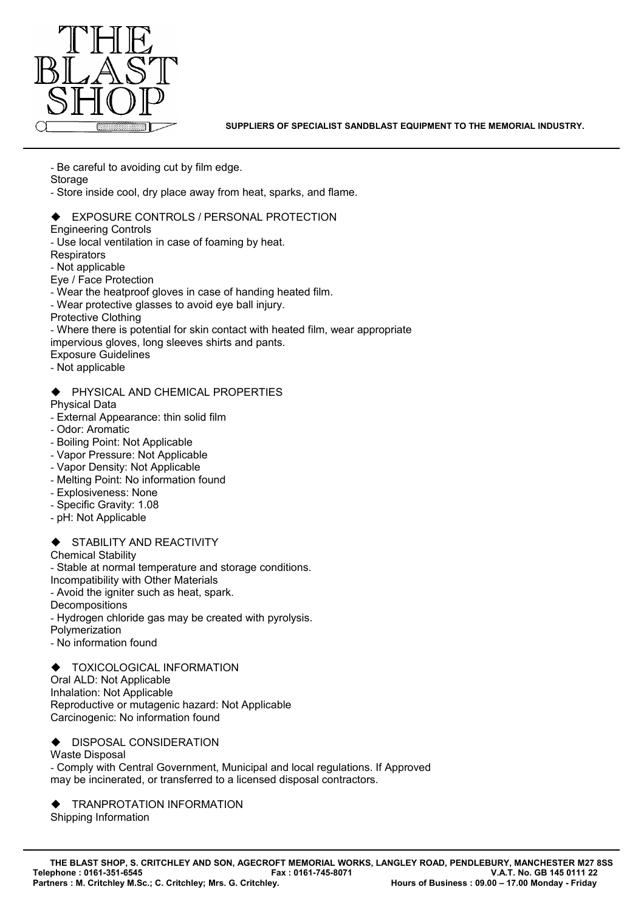- Be careful to avoiding cut by film edge.

Storage

- Store inside cool, dry place away from heat, sparks, and flame.

## ◆ EXPOSURE CONTROLS / PERSONAL PROTECTION

Engineering Controls

- Use local ventilation in case of foaming by heat.

Respirators

- Not applicable

Eye / Face Protection

- Wear the heatproof gloves in case of handing heated film.
- Wear protective glasses to avoid eye ball injury.

Protective Clothing

- Where there is potential for skin contact with heated film, wear appropriate impervious gloves, long sleeves shirts and pants.

Exposure Guidelines

- Not applicable

## ◆ PHYSICAL AND CHEMICAL PROPERTIES

Physical Data

- External Appearance: thin solid film
- Odor: Aromatic
- Boiling Point: Not Applicable
- Vapor Pressure: Not Applicable
- Vapor Density: Not Applicable
- Melting Point: No information found
- Explosiveness: None
- Specific Gravity: 1.08
- pH: Not Applicable

## ◆ STABILITY AND REACTIVITY

Chemical Stability

- Stable at normal temperature and storage conditions.

Incompatibility with Other Materials

- Avoid the igniter such as heat, spark.

Decompositions

- Hydrogen chloride gas may be created with pyrolysis.

Polymerization

- No information found

## ◆ TOXICOLOGICAL INFORMATION

Oral ALD: Not Applicable
Inhalation: Not Applicable
Reproductive or mutagenic hazard: Not Applicable
Carcinogenic: No information found

## ◆ DISPOSAL CONSIDERATION

Waste Disposal

- Comply with Central Government, Municipal and local regulations. If Approved may be incinerated, or transferred to a licensed disposal contractors.

## ◆ TRANPROTATION INFORMATION

Shipping Information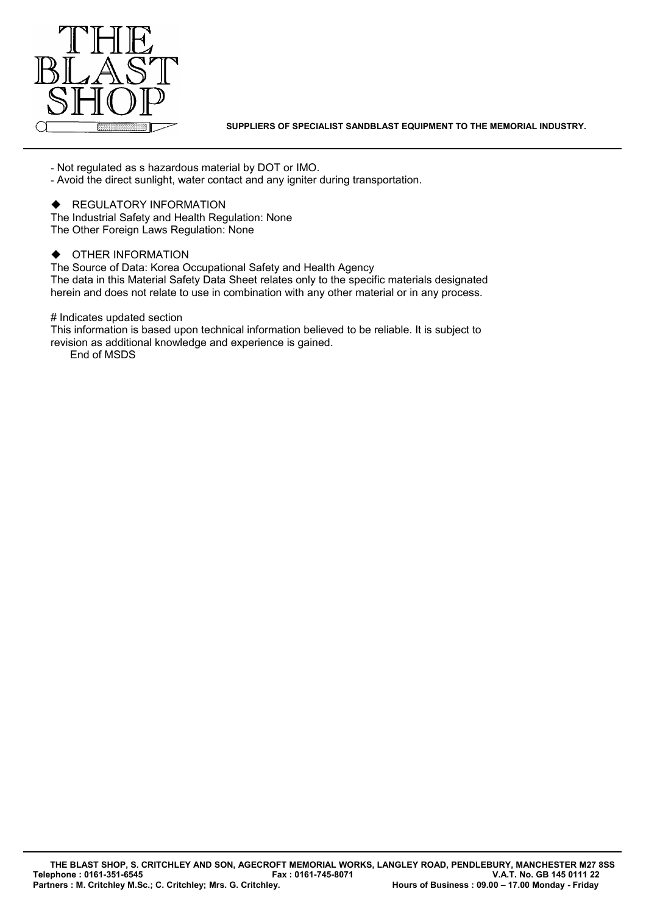- Not regulated as s hazardous material by DOT or IMO.
- Avoid the direct sunlight, water contact and any igniter during transportation.

## ◆ REGULATORY INFORMATION

The Industrial Safety and Health Regulation: None
The Other Foreign Laws Regulation: None

## ◆ OTHER INFORMATION

The Source of Data: Korea Occupational Safety and Health Agency
The data in this Material Safety Data Sheet relates only to the specific materials designated herein and does not relate to use in combination with any other material or in any process.

# Indicates updated section
This information is based upon technical information believed to be reliable. It is subject to revision as additional knowledge and experience is gained.
End of MSDS